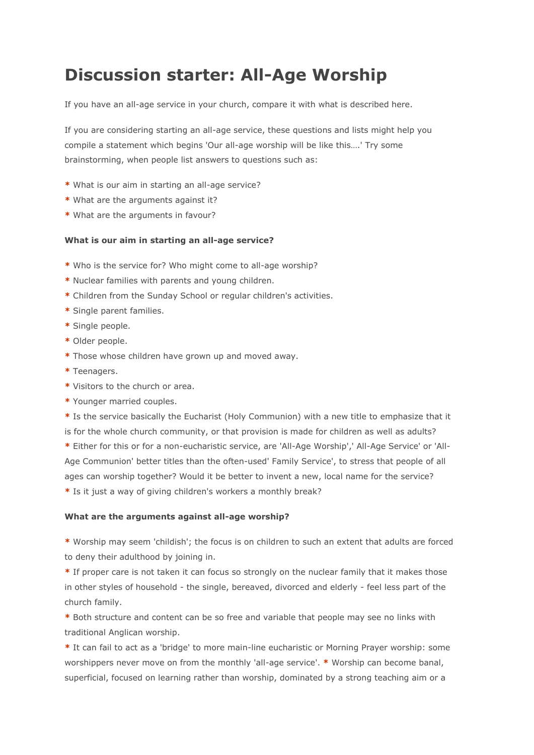# Discussion starter: All-Age Worship

If you have an all-age service in your church, compare it with what is described here.

If you are considering starting an all-age service, these questions and lists might help you compile a statement which begins 'Our all-age worship will be like this….' Try some brainstorming, when people list answers to questions such as:

* What is our aim in starting an all-age service?
* What are the arguments against it?
* What are the arguments in favour?

**What is our aim in starting an all-age service?**

* Who is the service for? Who might come to all-age worship?
* Nuclear families with parents and young children.
* Children from the Sunday School or regular children's activities.
* Single parent families.
* Single people.
* Older people.
* Those whose children have grown up and moved away.
* Teenagers.
* Visitors to the church or area.
* Younger married couples.
* Is the service basically the Eucharist (Holy Communion) with a new title to emphasize that it is for the whole church community, or that provision is made for children as well as adults?
* Either for this or for a non-eucharistic service, are 'All-Age Worship',' All-Age Service' or 'All-Age Communion' better titles than the often-used' Family Service', to stress that people of all ages can worship together? Would it be better to invent a new, local name for the service?
* Is it just a way of giving children's workers a monthly break?

**What are the arguments against all-age worship?**

* Worship may seem 'childish'; the focus is on children to such an extent that adults are forced to deny their adulthood by joining in.
* If proper care is not taken it can focus so strongly on the nuclear family that it makes those in other styles of household - the single, bereaved, divorced and elderly - feel less part of the church family.
* Both structure and content can be so free and variable that people may see no links with traditional Anglican worship.
* It can fail to act as a 'bridge' to more main-line eucharistic or Morning Prayer worship: some worshippers never move on from the monthly 'all-age service'.
* Worship can become banal, superficial, focused on learning rather than worship, dominated by a strong teaching aim or a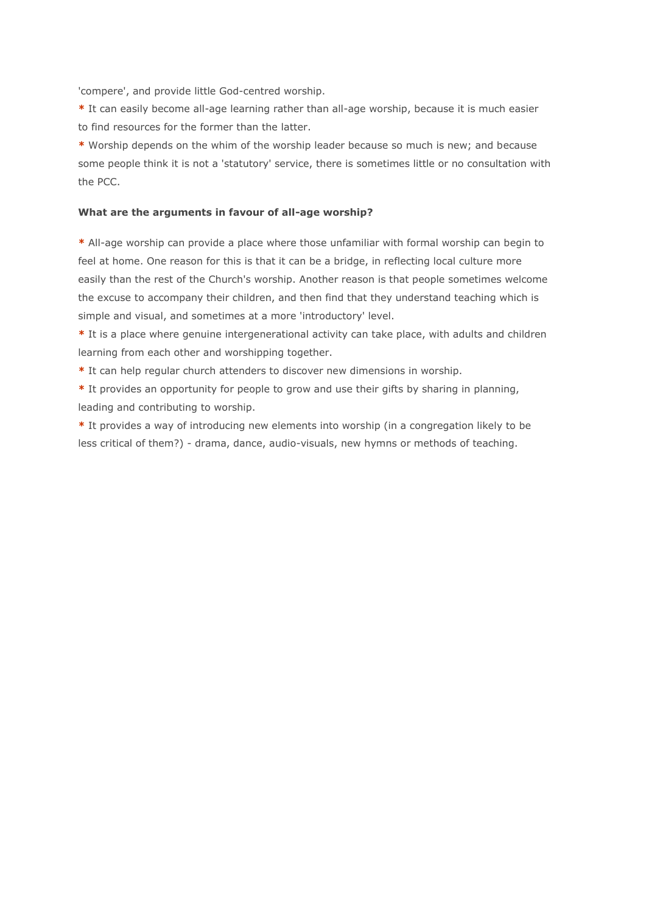'compere', and provide little God-centred worship.

* It can easily become all-age learning rather than all-age worship, because it is much easier to find resources for the former than the latter.

* Worship depends on the whim of the worship leader because so much is new; and because some people think it is not a 'statutory' service, there is sometimes little or no consultation with the PCC.

**What are the arguments in favour of all-age worship?**

* All-age worship can provide a place where those unfamiliar with formal worship can begin to feel at home. One reason for this is that it can be a bridge, in reflecting local culture more easily than the rest of the Church's worship. Another reason is that people sometimes welcome the excuse to accompany their children, and then find that they understand teaching which is simple and visual, and sometimes at a more 'introductory' level.

* It is a place where genuine intergenerational activity can take place, with adults and children learning from each other and worshipping together.

* It can help regular church attenders to discover new dimensions in worship.

* It provides an opportunity for people to grow and use their gifts by sharing in planning, leading and contributing to worship.

* It provides a way of introducing new elements into worship (in a congregation likely to be less critical of them?) - drama, dance, audio-visuals, new hymns or methods of teaching.